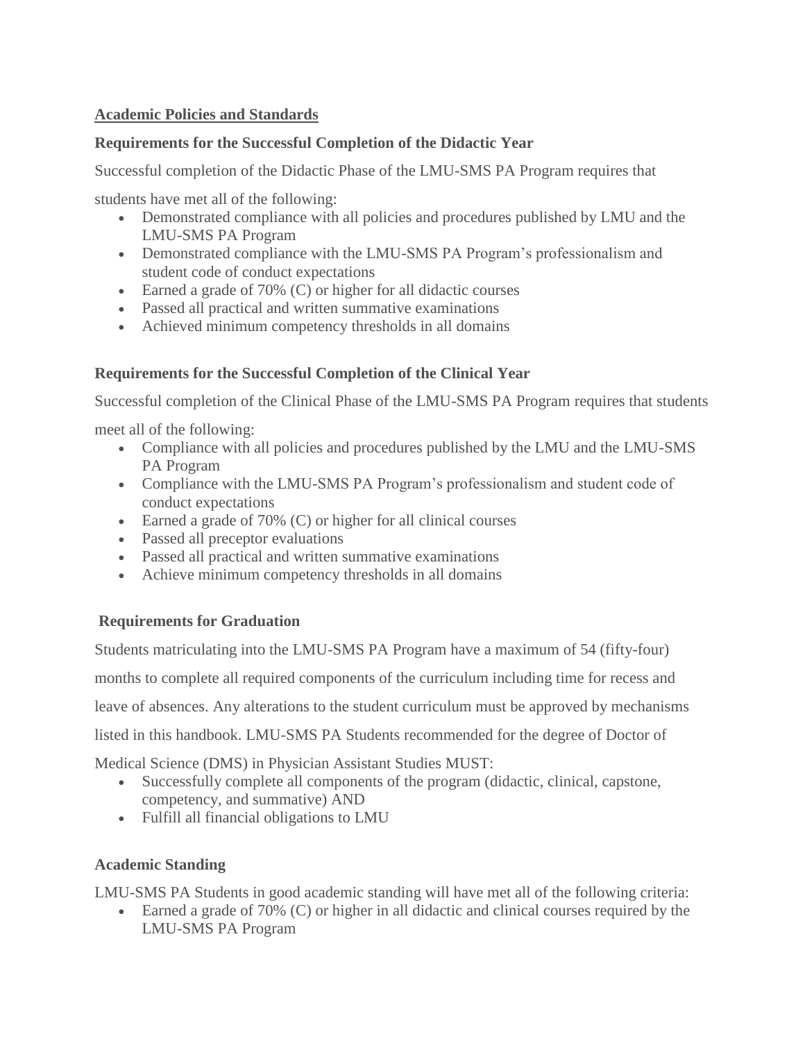## Academic Policies and Standards

### Requirements for the Successful Completion of the Didactic Year

Successful completion of the Didactic Phase of the LMU-SMS PA Program requires that students have met all of the following:

- Demonstrated compliance with all policies and procedures published by LMU and the LMU-SMS PA Program
- Demonstrated compliance with the LMU-SMS PA Program's professionalism and student code of conduct expectations
- Earned a grade of 70% (C) or higher for all didactic courses
- Passed all practical and written summative examinations
- Achieved minimum competency thresholds in all domains

### Requirements for the Successful Completion of the Clinical Year

Successful completion of the Clinical Phase of the LMU-SMS PA Program requires that students meet all of the following:

- Compliance with all policies and procedures published by the LMU and the LMU-SMS PA Program
- Compliance with the LMU-SMS PA Program's professionalism and student code of conduct expectations
- Earned a grade of 70% (C) or higher for all clinical courses
- Passed all preceptor evaluations
- Passed all practical and written summative examinations
- Achieve minimum competency thresholds in all domains

### Requirements for Graduation

Students matriculating into the LMU-SMS PA Program have a maximum of 54 (fifty-four) months to complete all required components of the curriculum including time for recess and leave of absences. Any alterations to the student curriculum must be approved by mechanisms listed in this handbook. LMU-SMS PA Students recommended for the degree of Doctor of Medical Science (DMS) in Physician Assistant Studies MUST:

- Successfully complete all components of the program (didactic, clinical, capstone, competency, and summative) AND
- Fulfill all financial obligations to LMU

### Academic Standing

LMU-SMS PA Students in good academic standing will have met all of the following criteria:

- Earned a grade of 70% (C) or higher in all didactic and clinical courses required by the LMU-SMS PA Program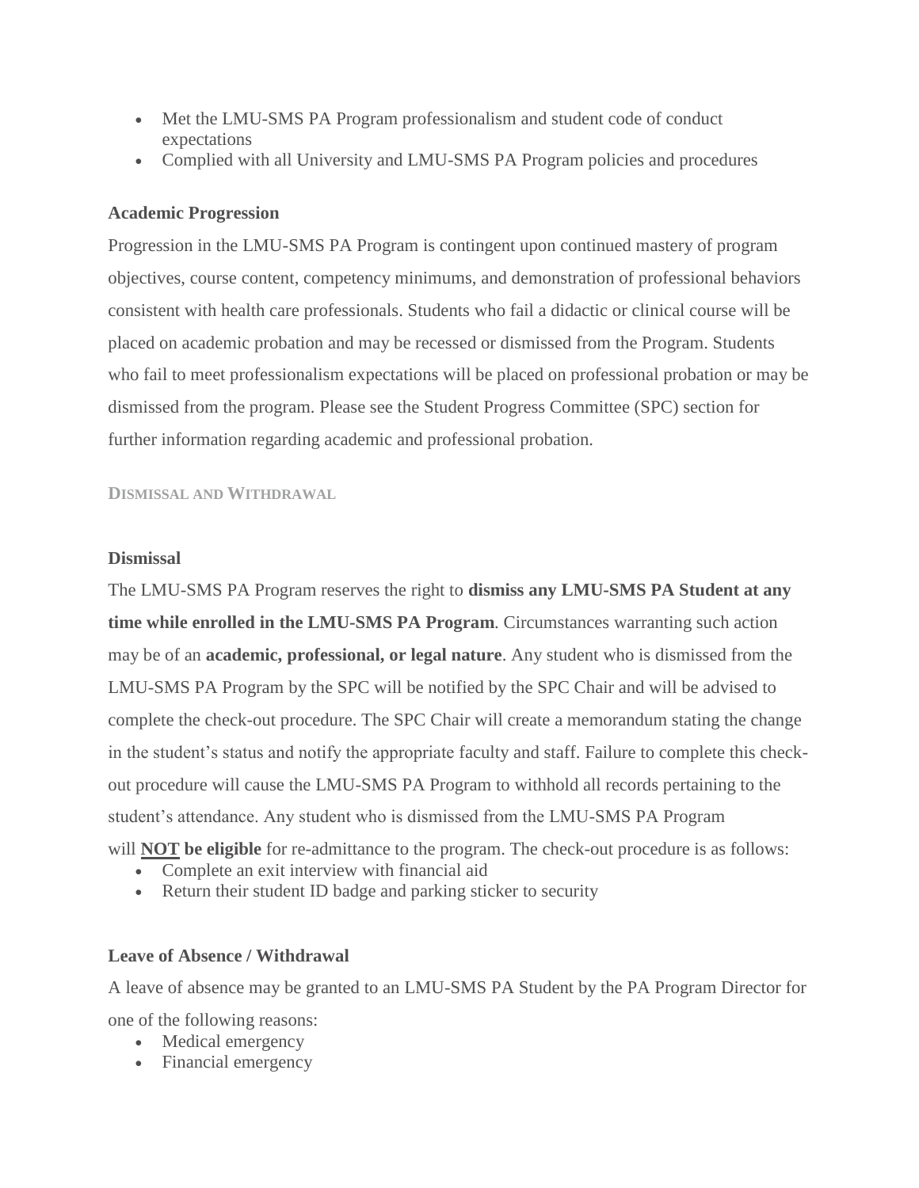- Met the LMU-SMS PA Program professionalism and student code of conduct expectations
- Complied with all University and LMU-SMS PA Program policies and procedures

**Academic Progression**

Progression in the LMU-SMS PA Program is contingent upon continued mastery of program objectives, course content, competency minimums, and demonstration of professional behaviors consistent with health care professionals. Students who fail a didactic or clinical course will be placed on academic probation and may be recessed or dismissed from the Program. Students who fail to meet professionalism expectations will be placed on professional probation or may be dismissed from the program. Please see the Student Progress Committee (SPC) section for further information regarding academic and professional probation.

## DISMISSAL AND WITHDRAWAL

**Dismissal**

The LMU-SMS PA Program reserves the right to **dismiss any LMU-SMS PA Student at any time while enrolled in the LMU-SMS PA Program**. Circumstances warranting such action may be of an **academic, professional, or legal nature**. Any student who is dismissed from the LMU-SMS PA Program by the SPC will be notified by the SPC Chair and will be advised to complete the check-out procedure. The SPC Chair will create a memorandum stating the change in the student's status and notify the appropriate faculty and staff. Failure to complete this check-out procedure will cause the LMU-SMS PA Program to withhold all records pertaining to the student's attendance. Any student who is dismissed from the LMU-SMS PA Program will **NOT be eligible** for re-admittance to the program. The check-out procedure is as follows:

- Complete an exit interview with financial aid
- Return their student ID badge and parking sticker to security

**Leave of Absence / Withdrawal**

A leave of absence may be granted to an LMU-SMS PA Student by the PA Program Director for one of the following reasons:

- Medical emergency
- Financial emergency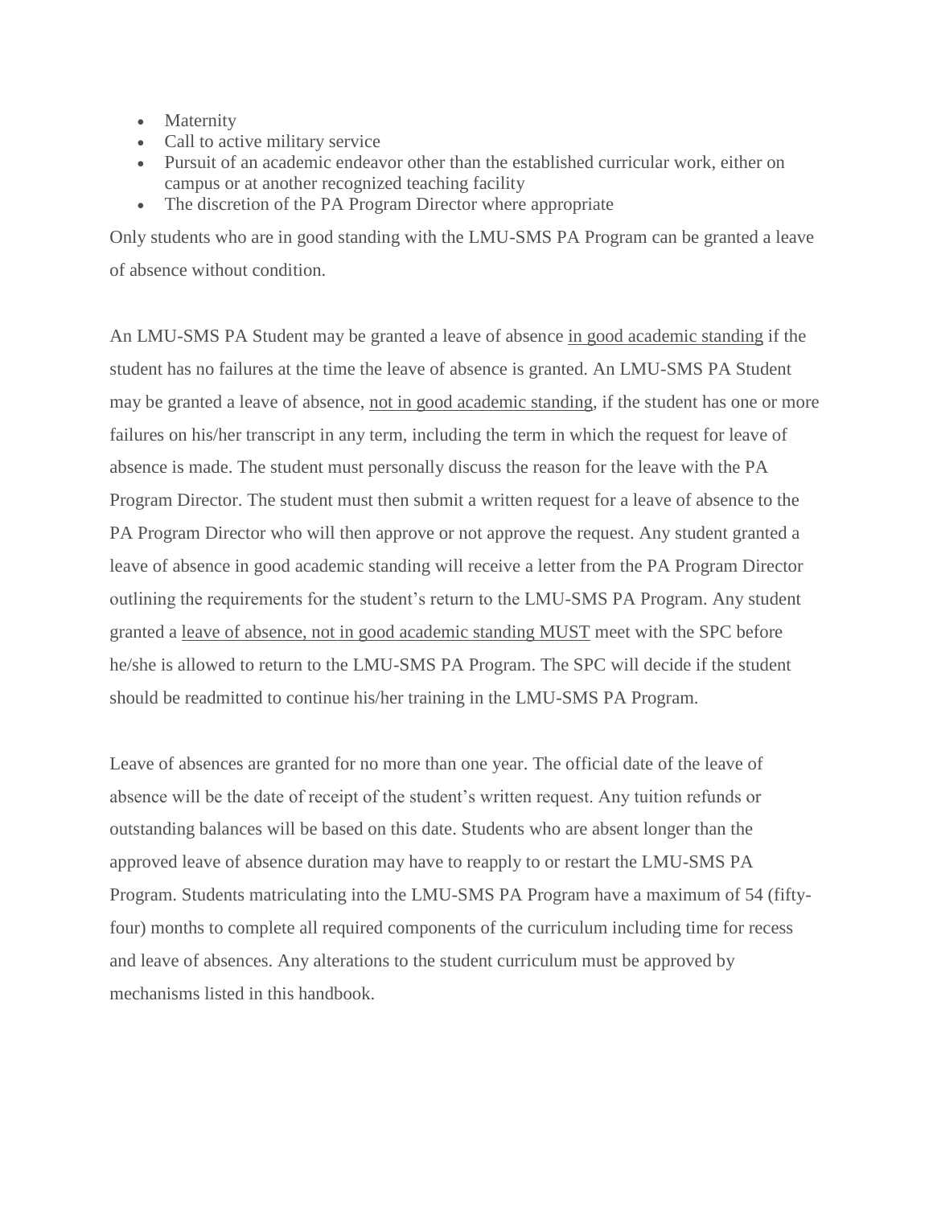- Maternity
- Call to active military service
- Pursuit of an academic endeavor other than the established curricular work, either on campus or at another recognized teaching facility
- The discretion of the PA Program Director where appropriate

Only students who are in good standing with the LMU-SMS PA Program can be granted a leave of absence without condition.

An LMU-SMS PA Student may be granted a leave of absence <u>in good academic standing</u> if the student has no failures at the time the leave of absence is granted. An LMU-SMS PA Student may be granted a leave of absence, <u>not in good academic standing</u>, if the student has one or more failures on his/her transcript in any term, including the term in which the request for leave of absence is made. The student must personally discuss the reason for the leave with the PA Program Director. The student must then submit a written request for a leave of absence to the PA Program Director who will then approve or not approve the request. Any student granted a leave of absence in good academic standing will receive a letter from the PA Program Director outlining the requirements for the student's return to the LMU-SMS PA Program. Any student granted a <u>leave of absence, not in good academic standing MUST</u> meet with the SPC before he/she is allowed to return to the LMU-SMS PA Program. The SPC will decide if the student should be readmitted to continue his/her training in the LMU-SMS PA Program.

Leave of absences are granted for no more than one year. The official date of the leave of absence will be the date of receipt of the student's written request. Any tuition refunds or outstanding balances will be based on this date. Students who are absent longer than the approved leave of absence duration may have to reapply to or restart the LMU-SMS PA Program. Students matriculating into the LMU-SMS PA Program have a maximum of 54 (fifty-four) months to complete all required components of the curriculum including time for recess and leave of absences. Any alterations to the student curriculum must be approved by mechanisms listed in this handbook.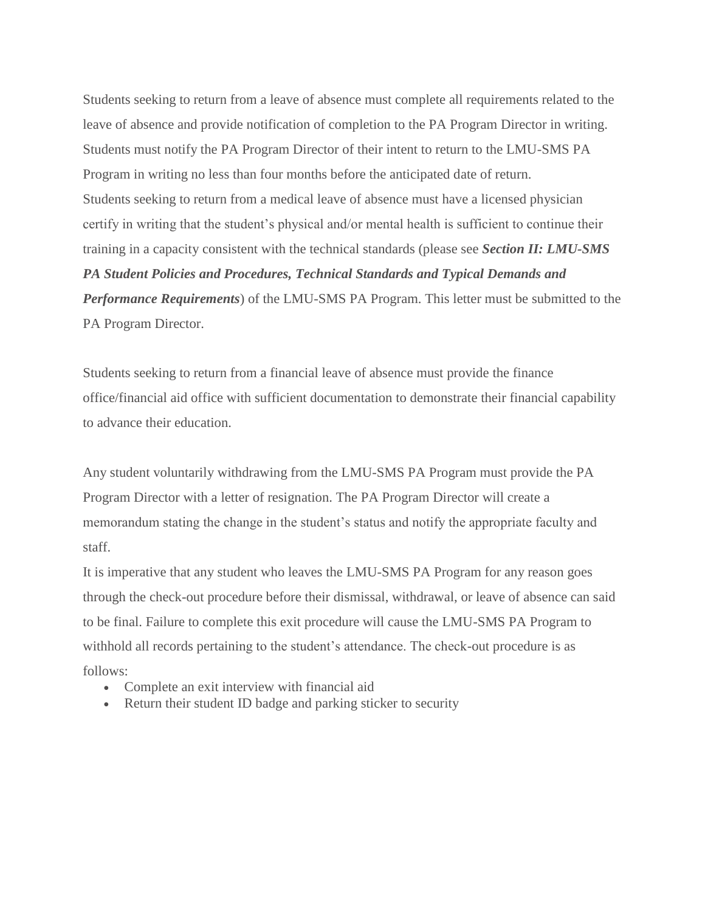Students seeking to return from a leave of absence must complete all requirements related to the leave of absence and provide notification of completion to the PA Program Director in writing. Students must notify the PA Program Director of their intent to return to the LMU-SMS PA Program in writing no less than four months before the anticipated date of return.

Students seeking to return from a medical leave of absence must have a licensed physician certify in writing that the student's physical and/or mental health is sufficient to continue their training in a capacity consistent with the technical standards (please see ***Section II: LMU-SMS PA Student Policies and Procedures, Technical Standards and Typical Demands and Performance Requirements***) of the LMU-SMS PA Program. This letter must be submitted to the PA Program Director.

Students seeking to return from a financial leave of absence must provide the finance office/financial aid office with sufficient documentation to demonstrate their financial capability to advance their education.

Any student voluntarily withdrawing from the LMU-SMS PA Program must provide the PA Program Director with a letter of resignation. The PA Program Director will create a memorandum stating the change in the student's status and notify the appropriate faculty and staff.

It is imperative that any student who leaves the LMU-SMS PA Program for any reason goes through the check-out procedure before their dismissal, withdrawal, or leave of absence can said to be final. Failure to complete this exit procedure will cause the LMU-SMS PA Program to withhold all records pertaining to the student's attendance. The check-out procedure is as follows:

- Complete an exit interview with financial aid
- Return their student ID badge and parking sticker to security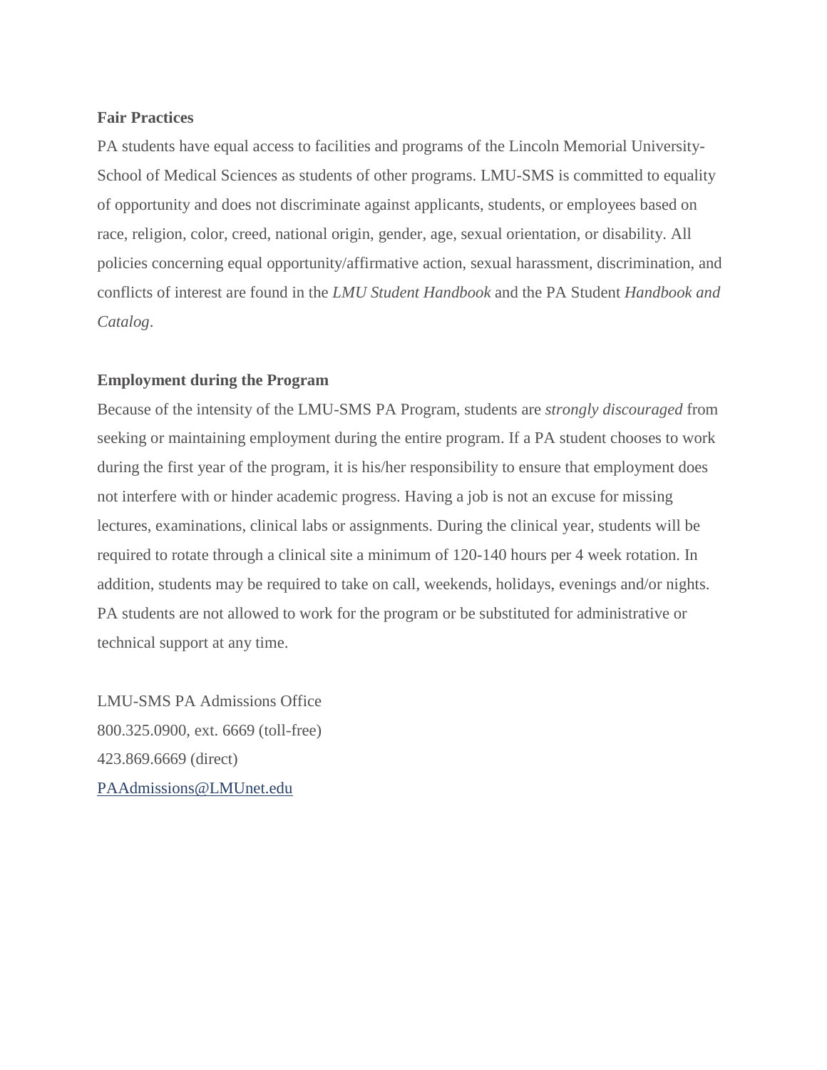**Fair Practices**

PA students have equal access to facilities and programs of the Lincoln Memorial University-School of Medical Sciences as students of other programs. LMU-SMS is committed to equality of opportunity and does not discriminate against applicants, students, or employees based on race, religion, color, creed, national origin, gender, age, sexual orientation, or disability. All policies concerning equal opportunity/affirmative action, sexual harassment, discrimination, and conflicts of interest are found in the *LMU Student Handbook* and the PA Student *Handbook and Catalog*.

**Employment during the Program**

Because of the intensity of the LMU-SMS PA Program, students are *strongly discouraged* from seeking or maintaining employment during the entire program. If a PA student chooses to work during the first year of the program, it is his/her responsibility to ensure that employment does not interfere with or hinder academic progress. Having a job is not an excuse for missing lectures, examinations, clinical labs or assignments. During the clinical year, students will be required to rotate through a clinical site a minimum of 120-140 hours per 4 week rotation. In addition, students may be required to take on call, weekends, holidays, evenings and/or nights. PA students are not allowed to work for the program or be substituted for administrative or technical support at any time.

LMU-SMS PA Admissions Office
800.325.0900, ext. 6669 (toll-free)
423.869.6669 (direct)
PAAdmissions@LMUnet.edu